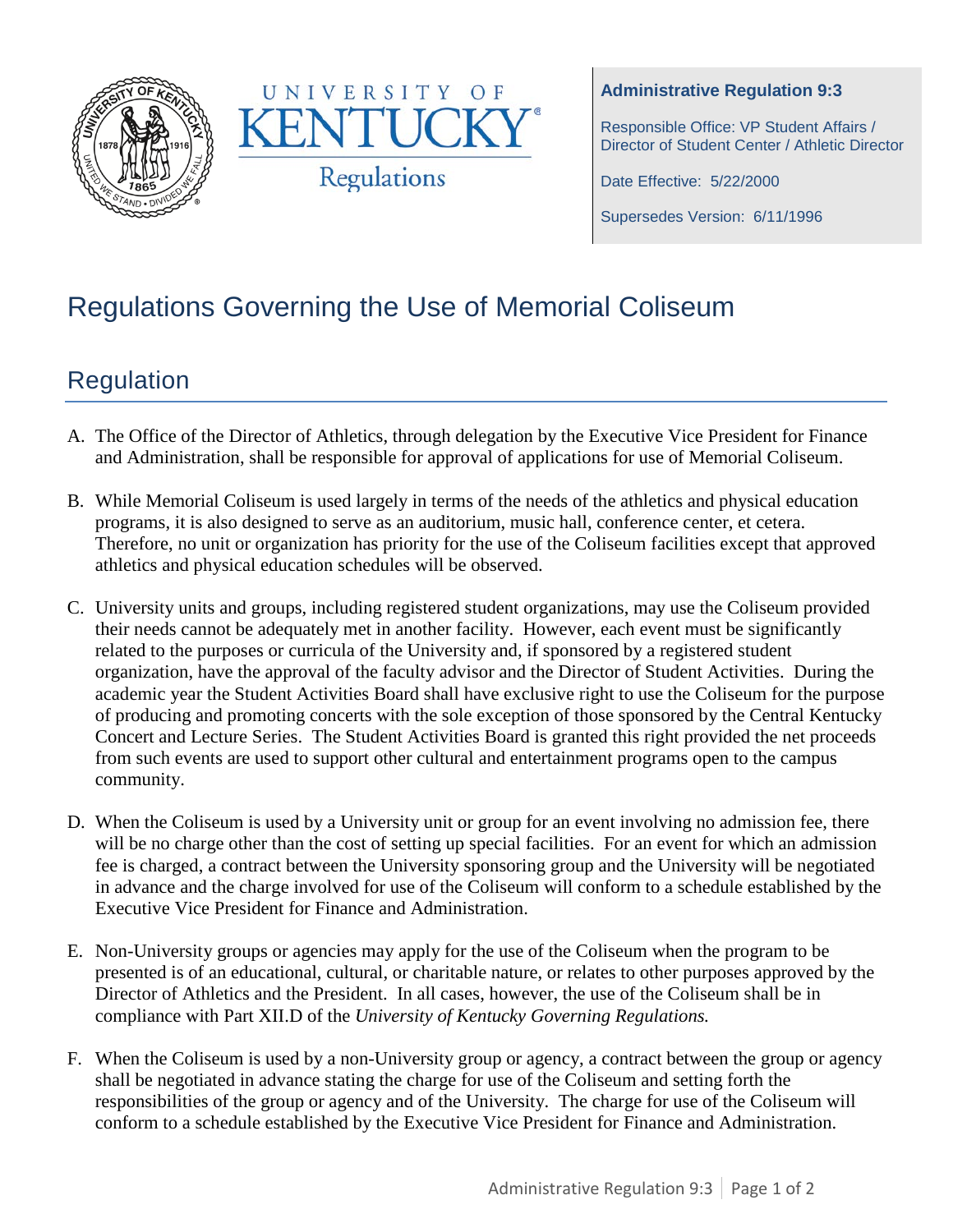**Administrative Regulation 9:3**

Responsible Office: VP Student Affairs / Director of Student Center / Athletic Director

Date Effective: 5/22/2000

Supersedes Version: 6/11/1996

# Regulations Governing the Use of Memorial Coliseum

## Regulation

A. The Office of the Director of Athletics, through delegation by the Executive Vice President for Finance and Administration, shall be responsible for approval of applications for use of Memorial Coliseum.

B. While Memorial Coliseum is used largely in terms of the needs of the athletics and physical education programs, it is also designed to serve as an auditorium, music hall, conference center, et cetera. Therefore, no unit or organization has priority for the use of the Coliseum facilities except that approved athletics and physical education schedules will be observed.

C. University units and groups, including registered student organizations, may use the Coliseum provided their needs cannot be adequately met in another facility. However, each event must be significantly related to the purposes or curricula of the University and, if sponsored by a registered student organization, have the approval of the faculty advisor and the Director of Student Activities. During the academic year the Student Activities Board shall have exclusive right to use the Coliseum for the purpose of producing and promoting concerts with the sole exception of those sponsored by the Central Kentucky Concert and Lecture Series. The Student Activities Board is granted this right provided the net proceeds from such events are used to support other cultural and entertainment programs open to the campus community.

D. When the Coliseum is used by a University unit or group for an event involving no admission fee, there will be no charge other than the cost of setting up special facilities. For an event for which an admission fee is charged, a contract between the University sponsoring group and the University will be negotiated in advance and the charge involved for use of the Coliseum will conform to a schedule established by the Executive Vice President for Finance and Administration.

E. Non-University groups or agencies may apply for the use of the Coliseum when the program to be presented is of an educational, cultural, or charitable nature, or relates to other purposes approved by the Director of Athletics and the President. In all cases, however, the use of the Coliseum shall be in compliance with Part XII.D of the *University of Kentucky Governing Regulations.*

F. When the Coliseum is used by a non-University group or agency, a contract between the group or agency shall be negotiated in advance stating the charge for use of the Coliseum and setting forth the responsibilities of the group or agency and of the University. The charge for use of the Coliseum will conform to a schedule established by the Executive Vice President for Finance and Administration.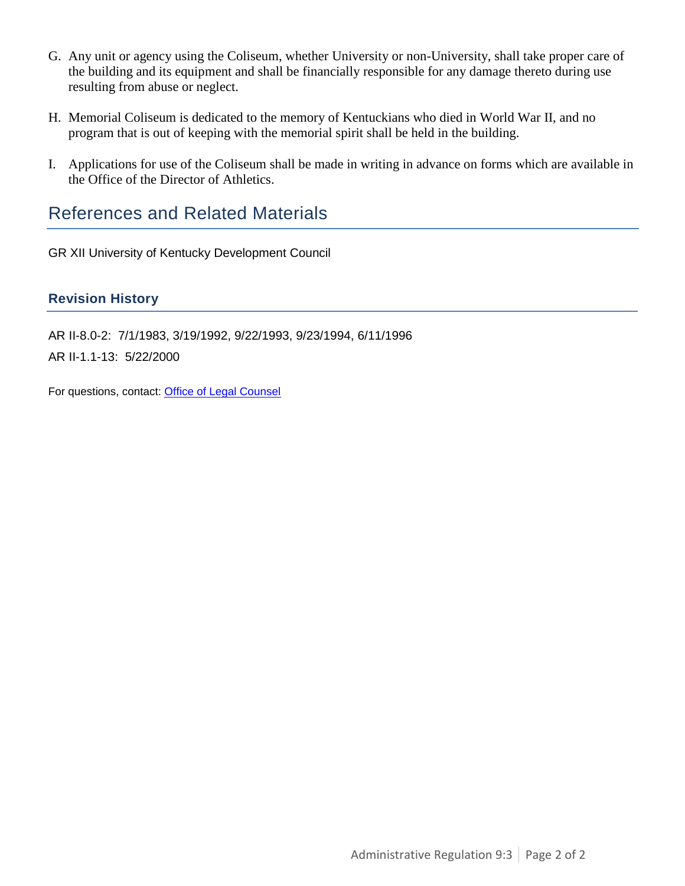G. Any unit or agency using the Coliseum, whether University or non-University, shall take proper care of the building and its equipment and shall be financially responsible for any damage thereto during use resulting from abuse or neglect.

H. Memorial Coliseum is dedicated to the memory of Kentuckians who died in World War II, and no program that is out of keeping with the memorial spirit shall be held in the building.

I. Applications for use of the Coliseum shall be made in writing in advance on forms which are available in the Office of the Director of Athletics.

# References and Related Materials

GR XII University of Kentucky Development Council

## Revision History

AR II-8.0-2: 7/1/1983, 3/19/1992, 9/22/1993, 9/23/1994, 6/11/1996

AR II-1.1-13: 5/22/2000

For questions, contact: Office of Legal Counsel